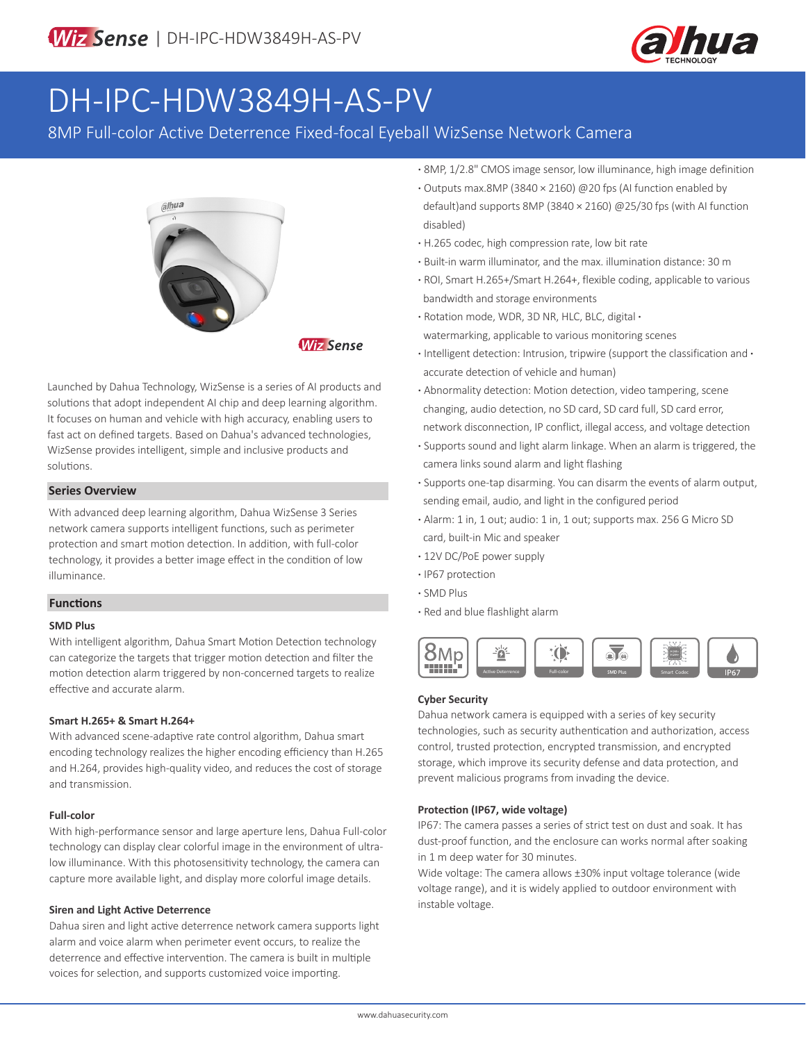# DH-IPC-HDW3849H-AS-PV

## 8MP Full-color Active Deterrence Fixed-focal Eyeball WizSense Network Camera

- 8MP, 1/2.8" CMOS image sensor, low illuminance, high image definition
- Outputs max.8MP (3840 × 2160) @20 fps (AI function enabled by default)and supports 8MP (3840 × 2160) @25/30 fps (with AI function disabled)
- H.265 codec, high compression rate, low bit rate
- Built-in warm illuminator, and the max. illumination distance: 30 m
- ROI, Smart H.265+/Smart H.264+, flexible coding, applicable to various bandwidth and storage environments
- Rotation mode, WDR, 3D NR, HLC, BLC, digital watermarking, applicable to various monitoring scenes
- Intelligent detection: Intrusion, tripwire (support the classification and accurate detection of vehicle and human)
- Abnormality detection: Motion detection, video tampering, scene changing, audio detection, no SD card, SD card full, SD card error, network disconnection, IP conflict, illegal access, and voltage detection
- Supports sound and light alarm linkage. When an alarm is triggered, the camera links sound alarm and light flashing
- Supports one-tap disarming. You can disarm the events of alarm output, sending email, audio, and light in the configured period
- Alarm: 1 in, 1 out; audio: 1 in, 1 out; supports max. 256 G Micro SD card, built-in Mic and speaker
- 12V DC/PoE power supply
- IP67 protection
- SMD Plus
- Red and blue flashlight alarm

8Mp | Active Deterrence | Full-color | SMD Plus | Smart Codec | IP67

Launched by Dahua Technology, WizSense is a series of AI products and solutions that adopt independent AI chip and deep learning algorithm. It focuses on human and vehicle with high accuracy, enabling users to fast act on defined targets. Based on Dahua's advanced technologies, WizSense provides intelligent, simple and inclusive products and solutions.

### Series Overview

With advanced deep learning algorithm, Dahua WizSense 3 Series network camera supports intelligent functions, such as perimeter protection and smart motion detection. In addition, with full-color technology, it provides a better image effect in the condition of low illuminance.

### Functions

**SMD Plus**

With intelligent algorithm, Dahua Smart Motion Detection technology can categorize the targets that trigger motion detection and filter the motion detection alarm triggered by non-concerned targets to realize effective and accurate alarm.

**Smart H.265+ & Smart H.264+**

With advanced scene-adaptive rate control algorithm, Dahua smart encoding technology realizes the higher encoding efficiency than H.265 and H.264, provides high-quality video, and reduces the cost of storage and transmission.

**Full-color**

With high-performance sensor and large aperture lens, Dahua Full-color technology can display clear colorful image in the environment of ultra-low illuminance. With this photosensitivity technology, the camera can capture more available light, and display more colorful image details.

**Siren and Light Active Deterrence**

Dahua siren and light active deterrence network camera supports light alarm and voice alarm when perimeter event occurs, to realize the deterrence and effective intervention. The camera is built in multiple voices for selection, and supports customized voice importing.

**Cyber Security**

Dahua network camera is equipped with a series of key security technologies, such as security authentication and authorization, access control, trusted protection, encrypted transmission, and encrypted storage, which improve its security defense and data protection, and prevent malicious programs from invading the device.

**Protection (IP67, wide voltage)**

IP67: The camera passes a series of strict test on dust and soak. It has dust-proof function, and the enclosure can works normal after soaking in 1 m deep water for 30 minutes.

Wide voltage: The camera allows ±30% input voltage tolerance (wide voltage range), and it is widely applied to outdoor environment with instable voltage.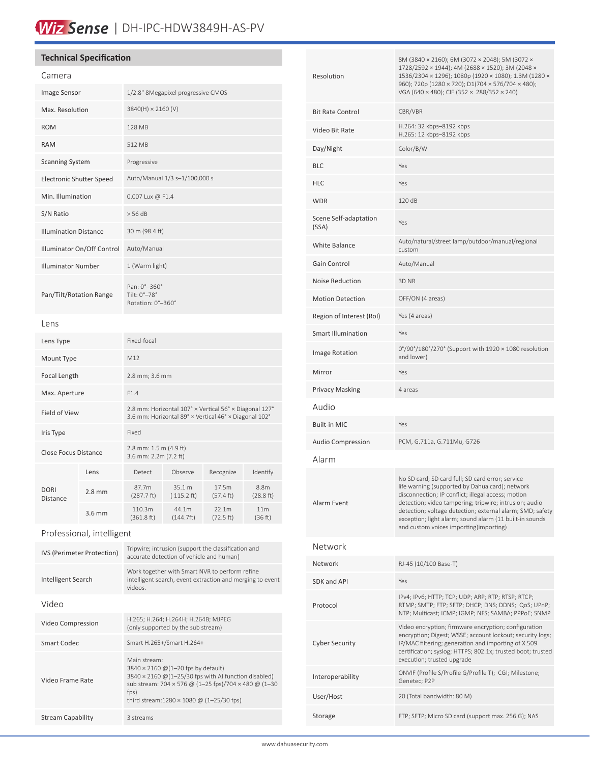# Wiz Sense | DH-IPC-HDW3849H-AS-PV

## Technical Specification

### Camera

| | |
|---|---|
| Image Sensor | 1/2.8" 8Megapixel progressive CMOS |
| Max. Resolution | 3840(H) × 2160 (V) |
| ROM | 128 MB |
| RAM | 512 MB |
| Scanning System | Progressive |
| Electronic Shutter Speed | Auto/Manual 1/3 s–1/100,000 s |
| Min. Illumination | 0.007 Lux @ F1.4 |
| S/N Ratio | > 56 dB |
| Illumination Distance | 30 m (98.4 ft) |
| Illuminator On/Off Control | Auto/Manual |
| Illuminator Number | 1 (Warm light) |
| Pan/Tilt/Rotation Range | Pan: 0°–360°<br>Tilt: 0°–78°<br>Rotation: 0°–360° |

### Lens

| | |
|---|---|
| Lens Type | Fixed-focal |
| Mount Type | M12 |
| Focal Length | 2.8 mm; 3.6 mm |
| Max. Aperture | F1.4 |
| Field of View | 2.8 mm: Horizontal 107° × Vertical 56° × Diagonal 127°<br>3.6 mm: Horizontal 89° × Vertical 46° × Diagonal 102° |
| Iris Type | Fixed |
| Close Focus Distance | 2.8 mm: 1.5 m (4.9 ft)<br>3.6 mm: 2.2m (7.2 ft) |

| DORI Distance | Lens | Detect | Observe | Recognize | Identify |
|---|---|---|---|---|---|
| | 2.8 mm | 87.7m (287.7 ft) | 35.1 m (115.2 ft) | 17.5m (57.4 ft) | 8.8m (28.8 ft) |
| | 3.6 mm | 110.3m (361.8 ft) | 44.1m (144.7ft) | 22.1m (72.5 ft) | 11m (36 ft) |

### Professional, intelligent

| | |
|---|---|
| IVS (Perimeter Protection) | Tripwire; intrusion (support the classification and accurate detection of vehicle and human) |
| Intelligent Search | Work together with Smart NVR to perform refine intelligent search, event extraction and merging to event videos. |

### Video

| | |
|---|---|
| Video Compression | H.265; H.264; H.264H; H.264B; MJPEG (only supported by the sub stream) |
| Smart Codec | Smart H.265+/Smart H.264+ |
| Video Frame Rate | Main stream:<br>3840 × 2160 @(1–20 fps by default)<br>3840 × 2160 @(1–25/30 fps with AI function disabled)<br>sub stream: 704 × 576 @ (1–25 fps)/704 × 480 @ (1–30 fps)<br>third stream:1280 × 1080 @ (1–25/30 fps) |
| Stream Capability | 3 streams |
| Resolution | 8M (3840 × 2160); 6M (3072 × 2048); 5M (3072 × 1728/2592 × 1944); 4M (2688 × 1520); 3M (2048 × 1536/2304 × 1296); 1080p (1920 × 1080); 1.3M (1280 × 960); 720p (1280 × 720); D1(704 × 576/704 × 480); VGA (640 × 480); CIF (352 × 288/352 × 240) |
| Bit Rate Control | CBR/VBR |
| Video Bit Rate | H.264: 32 kbps–8192 kbps<br>H.265: 12 kbps–8192 kbps |
| Day/Night | Color/B/W |
| BLC | Yes |
| HLC | Yes |
| WDR | 120 dB |
| Scene Self-adaptation (SSA) | Yes |
| White Balance | Auto/natural/street lamp/outdoor/manual/regional custom |
| Gain Control | Auto/Manual |
| Noise Reduction | 3D NR |
| Motion Detection | OFF/ON (4 areas) |
| Region of Interest (RoI) | Yes (4 areas) |
| Smart Illumination | Yes |
| Image Rotation | 0°/90°/180°/270° (Support with 1920 × 1080 resolution and lower) |
| Mirror | Yes |
| Privacy Masking | 4 areas |

### Audio

| | |
|---|---|
| Built-in MIC | Yes |
| Audio Compression | PCM, G.711a, G.711Mu, G726 |

### Alarm

| | |
|---|---|
| Alarm Event | No SD card; SD card full; SD card error; service life warning (supported by Dahua card); network disconnection; IP conflict; illegal access; motion detection; video tampering; tripwire; intrusion; audio detection; voltage detection; external alarm; SMD; safety exception; light alarm; sound alarm (11 built-in sounds and custom voices importing)importing) |

### Network

| | |
|---|---|
| Network | RJ-45 (10/100 Base-T) |
| SDK and API | Yes |
| Protocol | IPv4; IPv6; HTTP; TCP; UDP; ARP; RTP; RTSP; RTCP; RTMP; SMTP; FTP; SFTP; DHCP; DNS; DDNS; QoS; UPnP; NTP; Multicast; ICMP; IGMP; NFS; SAMBA; PPPoE; SNMP |
| Cyber Security | Video encryption; firmware encryption; configuration encryption; Digest; WSSE; account lockout; security logs; IP/MAC filtering; generation and importing of X.509 certification; syslog; HTTPS; 802.1x; trusted boot; trusted execution; trusted upgrade |
| Interoperability | ONVIF (Profile S/Profile G/Profile T); CGI; Milestone; Genetec; P2P |
| User/Host | 20 (Total bandwidth: 80 M) |
| Storage | FTP; SFTP; Micro SD card (support max. 256 G); NAS |

www.dahuasecurity.com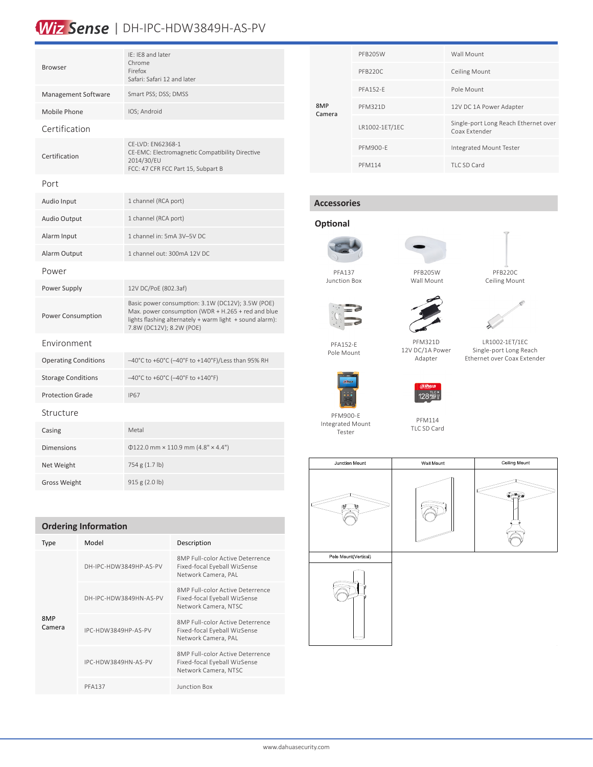# WizSense | DH-IPC-HDW3849H-AS-PV

| | |
|---|---|
| Browser | IE: IE8 and later<br>Chrome<br>Firefox<br>Safari: Safari 12 and later |
| Management Software | Smart PSS; DSS; DMSS |
| Mobile Phone | IOS; Android |
| **Certification** | |
| Certification | CE-LVD: EN62368-1<br>CE-EMC: Electromagnetic Compatibility Directive 2014/30/EU<br>FCC: 47 CFR FCC Part 15, Subpart B |
| **Port** | |
| Audio Input | 1 channel (RCA port) |
| Audio Output | 1 channel (RCA port) |
| Alarm Input | 1 channel in: 5mA 3V–5V DC |
| Alarm Output | 1 channel out: 300mA 12V DC |
| **Power** | |
| Power Supply | 12V DC/PoE (802.3af) |
| Power Consumption | Basic power consumption: 3.1W (DC12V); 3.5W (POE)<br>Max. power consumption (WDR + H.265 + red and blue lights flashing alternately + warm light + sound alarm): 7.8W (DC12V); 8.2W (POE) |
| **Environment** | |
| Operating Conditions | –40°C to +60°C (–40°F to +140°F)/Less than 95% RH |
| Storage Conditions | –40°C to +60°C (–40°F to +140°F) |
| Protection Grade | IP67 |
| **Structure** | |
| Casing | Metal |
| Dimensions | Φ122.0 mm × 110.9 mm (4.8" × 4.4") |
| Net Weight | 754 g (1.7 lb) |
| Gross Weight | 915 g (2.0 lb) |

## Ordering Information

| Type | Model | Description |
|---|---|---|
| 8MP Camera | DH-IPC-HDW3849HP-AS-PV | 8MP Full-color Active Deterrence Fixed-focal Eyeball WizSense Network Camera, PAL |
| | DH-IPC-HDW3849HN-AS-PV | 8MP Full-color Active Deterrence Fixed-focal Eyeball WizSense Network Camera, NTSC |
| | IPC-HDW3849HP-AS-PV | 8MP Full-color Active Deterrence Fixed-focal Eyeball WizSense Network Camera, PAL |
| | IPC-HDW3849HN-AS-PV | 8MP Full-color Active Deterrence Fixed-focal Eyeball WizSense Network Camera, NTSC |
| | PFA137 | Junction Box |
| | PFB205W | Wall Mount |
| | PFB220C | Ceiling Mount |
| | PFA152-E | Pole Mount |
| | PFM321D | 12V DC 1A Power Adapter |
| | LR1002-1ET/1EC | Single-port Long Reach Ethernet over Coax Extender |
| | PFM900-E | Integrated Mount Tester |
| | PFM114 | TLC SD Card |

## Accessories

### Optional

PFA137
Junction Box

PFB205W
Wall Mount

PFB220C
Ceiling Mount

PFA152-E
Pole Mount

PFM321D
12V DC/1A Power Adapter

LR1002-1ET/1EC
Single-port Long Reach Ethernet over Coax Extender

PFM900-E
Integrated Mount Tester

PFM114
TLC SD Card

Junction Mount | Wall Mount | Ceiling Mount | Pole Mount(Vertical)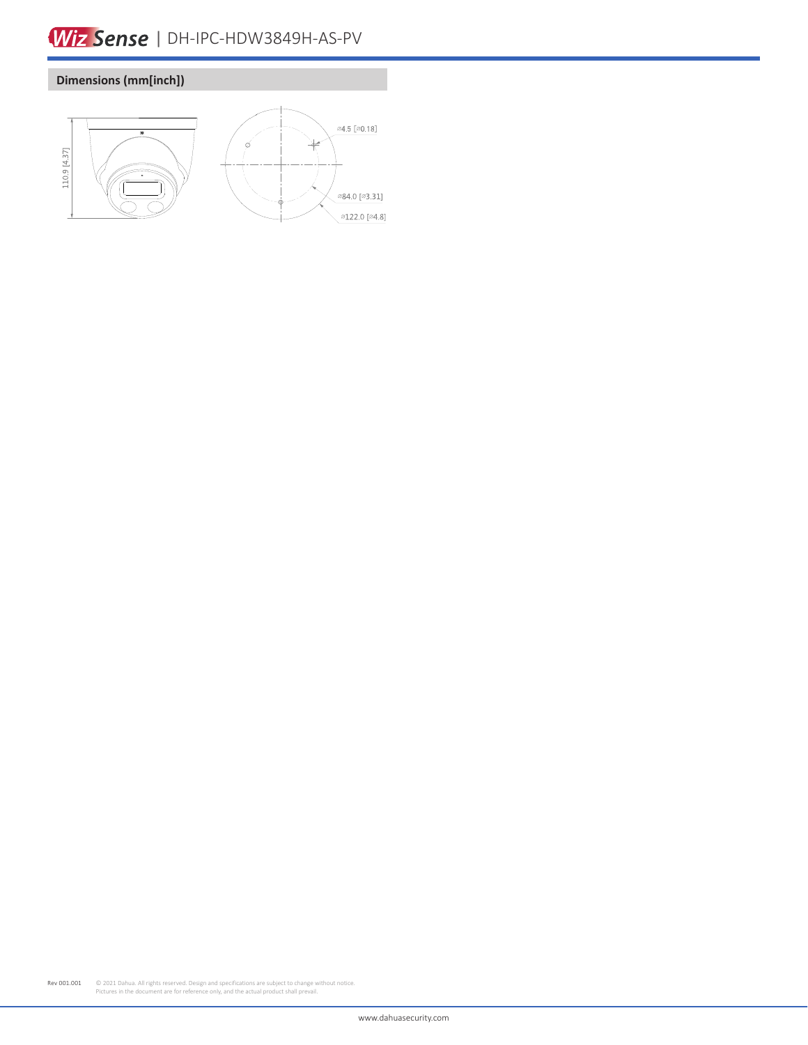## Dimensions (mm[inch])

110.9 [4.37]

⌀4.5 [⌀0.18]

⌀84.0 [⌀3.31]

⌀122.0 [⌀4.8]

Rev 001.001

© 2021 Dahua. All rights reserved. Design and specifications are subject to change without notice.
Pictures in the document are for reference only, and the actual product shall prevail.